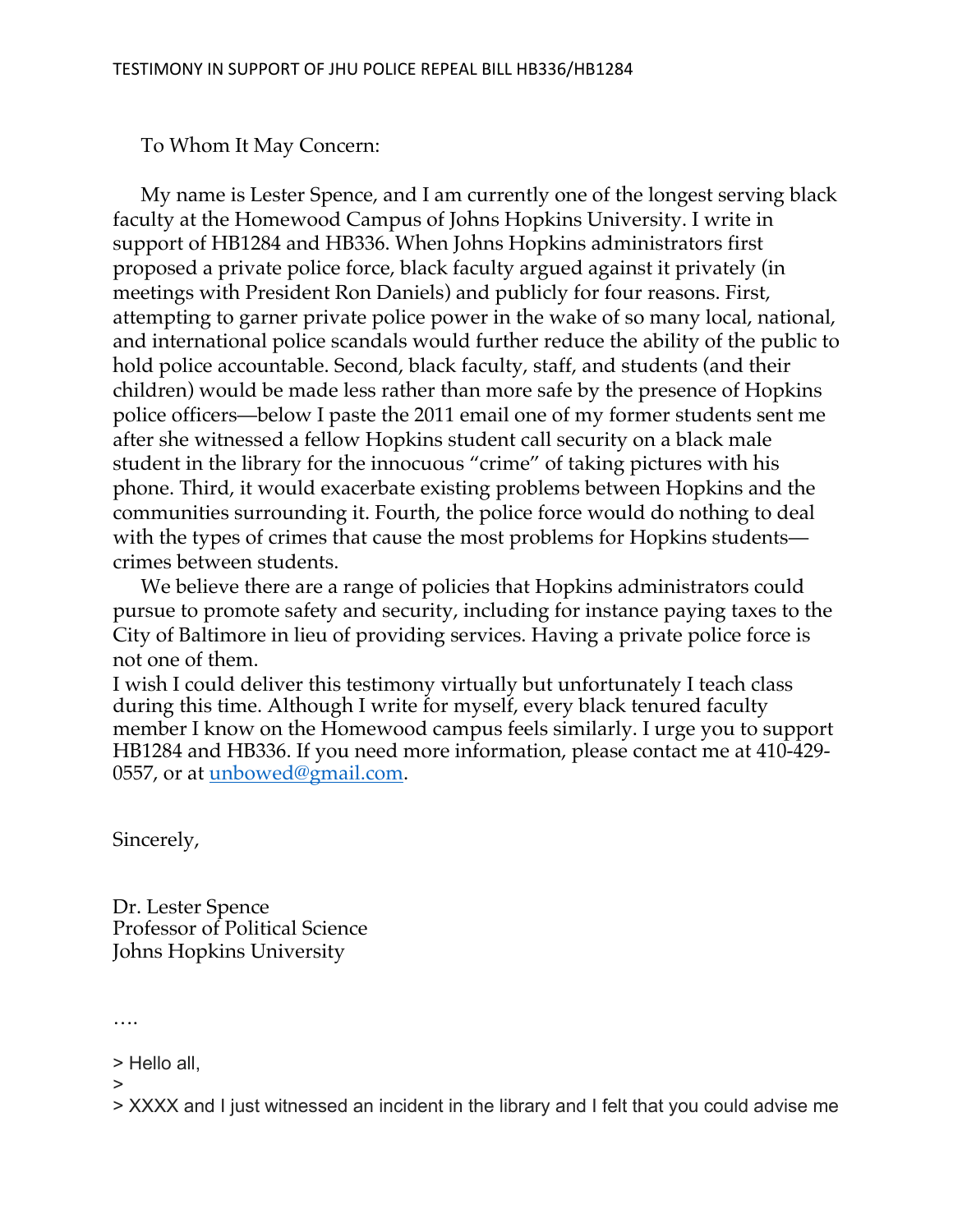To Whom It May Concern:

My name is Lester Spence, and I am currently one of the longest serving black faculty at the Homewood Campus of Johns Hopkins University. I write in support of HB1284 and HB336. When Johns Hopkins administrators first proposed a private police force, black faculty argued against it privately (in meetings with President Ron Daniels) and publicly for four reasons. First, attempting to garner private police power in the wake of so many local, national, and international police scandals would further reduce the ability of the public to hold police accountable. Second, black faculty, staff, and students (and their children) would be made less rather than more safe by the presence of Hopkins police officers—below I paste the 2011 email one of my former students sent me after she witnessed a fellow Hopkins student call security on a black male student in the library for the innocuous "crime" of taking pictures with his phone. Third, it would exacerbate existing problems between Hopkins and the communities surrounding it. Fourth, the police force would do nothing to deal with the types of crimes that cause the most problems for Hopkins students—crimes between students.

We believe there are a range of policies that Hopkins administrators could pursue to promote safety and security, including for instance paying taxes to the City of Baltimore in lieu of providing services. Having a private police force is not one of them.

I wish I could deliver this testimony virtually but unfortunately I teach class during this time. Although I write for myself, every black tenured faculty member I know on the Homewood campus feels similarly. I urge you to support HB1284 and HB336. If you need more information, please contact me at 410-429-0557, or at unbowed@gmail.com.

Sincerely,

Dr. Lester Spence
Professor of Political Science
Johns Hopkins University

….

> Hello all,
>
> XXXX and I just witnessed an incident in the library and I felt that you could advise me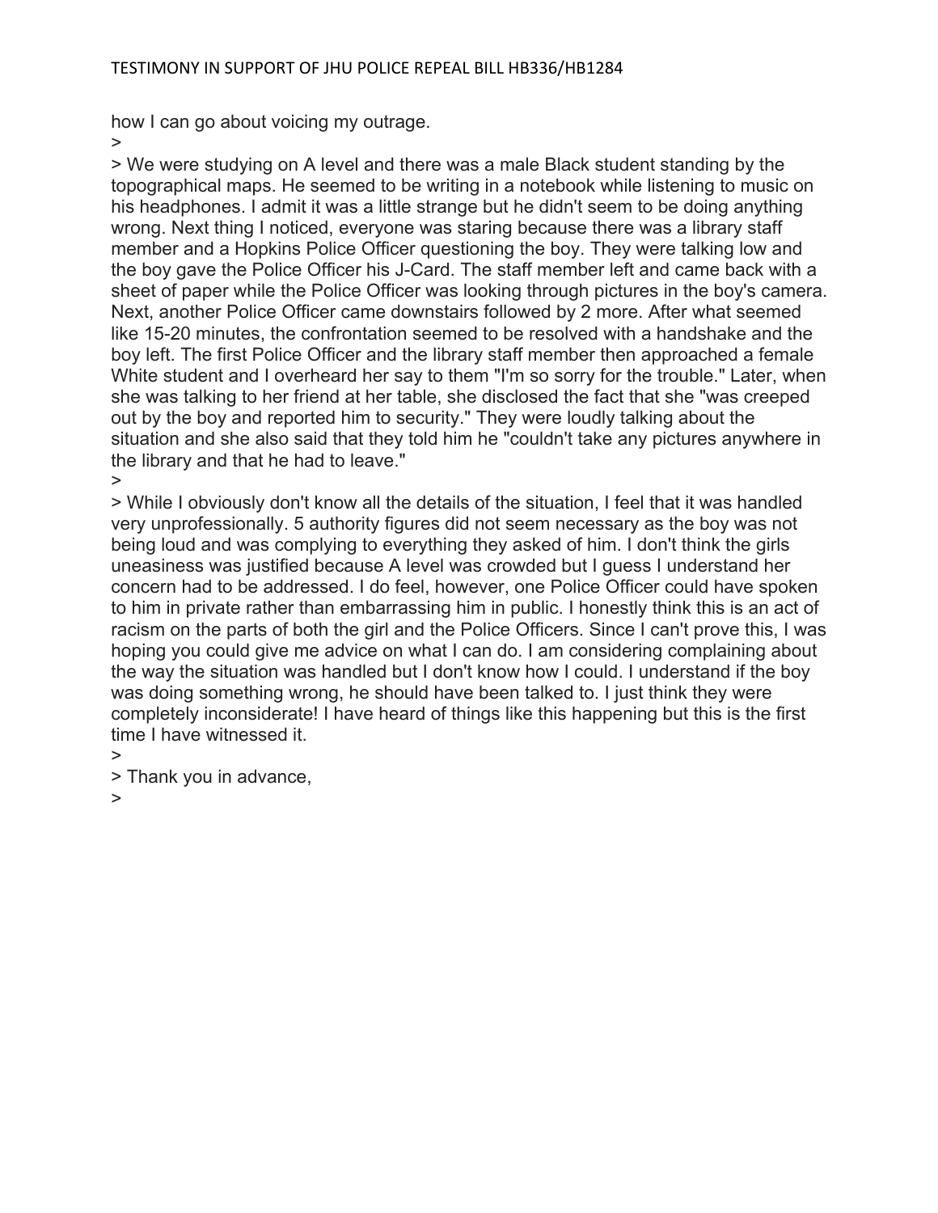how I can go about voicing my outrage.

>

> We were studying on A level and there was a male Black student standing by the topographical maps. He seemed to be writing in a notebook while listening to music on his headphones. I admit it was a little strange but he didn't seem to be doing anything wrong. Next thing I noticed, everyone was staring because there was a library staff member and a Hopkins Police Officer questioning the boy. They were talking low and the boy gave the Police Officer his J-Card. The staff member left and came back with a sheet of paper while the Police Officer was looking through pictures in the boy's camera. Next, another Police Officer came downstairs followed by 2 more. After what seemed like 15-20 minutes, the confrontation seemed to be resolved with a handshake and the boy left. The first Police Officer and the library staff member then approached a female White student and I overheard her say to them "I'm so sorry for the trouble." Later, when she was talking to her friend at her table, she disclosed the fact that she "was creeped out by the boy and reported him to security." They were loudly talking about the situation and she also said that they told him he "couldn't take any pictures anywhere in the library and that he had to leave."

>

> While I obviously don't know all the details of the situation, I feel that it was handled very unprofessionally. 5 authority figures did not seem necessary as the boy was not being loud and was complying to everything they asked of him. I don't think the girls uneasiness was justified because A level was crowded but I guess I understand her concern had to be addressed. I do feel, however, one Police Officer could have spoken to him in private rather than embarrassing him in public. I honestly think this is an act of racism on the parts of both the girl and the Police Officers. Since I can't prove this, I was hoping you could give me advice on what I can do. I am considering complaining about the way the situation was handled but I don't know how I could. I understand if the boy was doing something wrong, he should have been talked to. I just think they were completely inconsiderate! I have heard of things like this happening but this is the first time I have witnessed it.

>

> Thank you in advance,

>